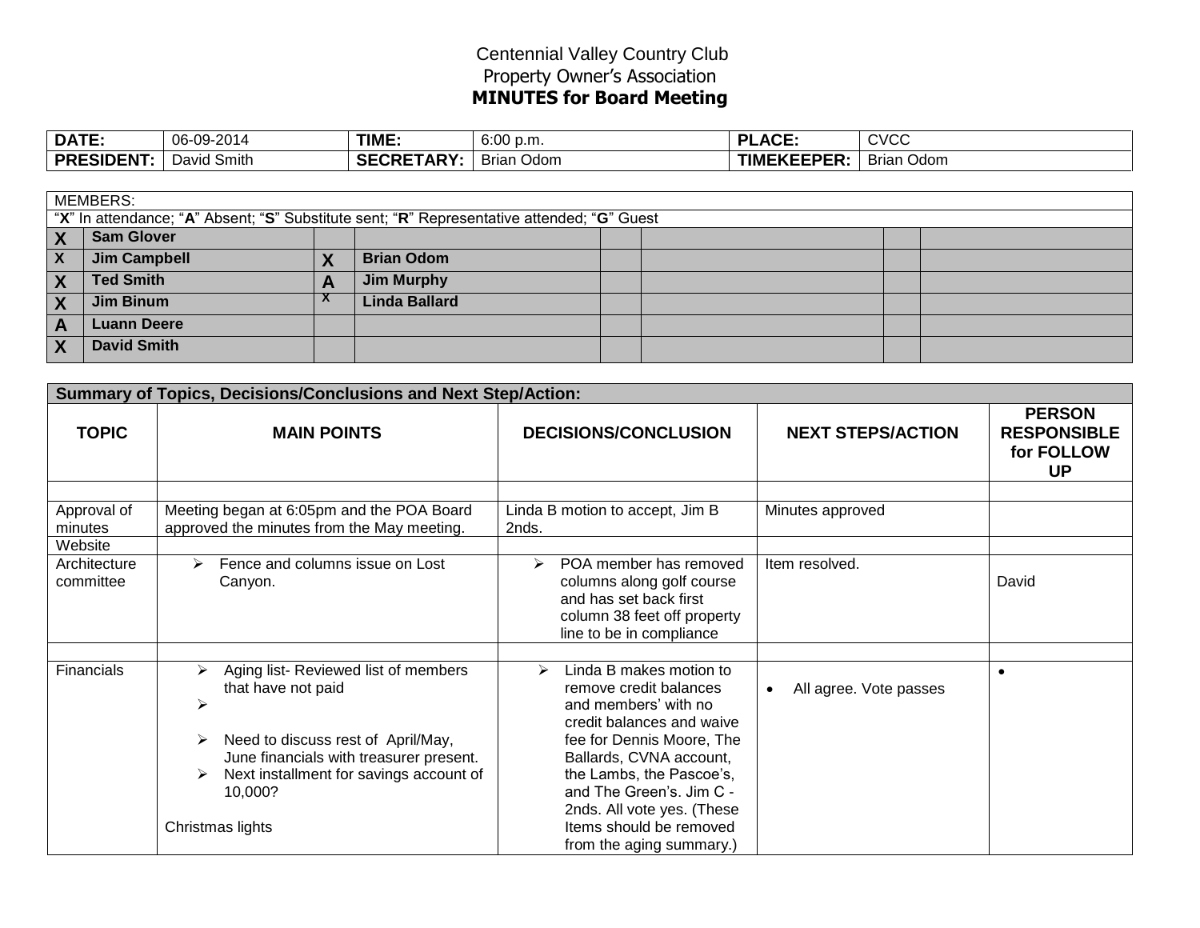# Centennial Valley Country Club
## Property Owner's Association
## MINUTES for Board Meeting

| DATE: | 06-09-2014 | TIME: | 6:00 p.m. | PLACE: | CVCC |
|---|---|---|---|---|---|
| PRESIDENT: | David Smith | SECRETARY: | Brian Odom | TIMEKEEPER: | Brian Odom |

MEMBERS:

"X" In attendance; "A" Absent; "S" Substitute sent; "R" Representative attended; "G" Guest

| | | | | | | | |
|---|---|---|---|---|---|---|---|
| X | Sam Glover | | | | | | |
| X | Jim Campbell | X | Brian Odom | | | | |
| X | Ted Smith | A | Jim Murphy | | | | |
| X | Jim Binum | X | Linda Ballard | | | | |
| A | Luann Deere | | | | | | |
| X | David Smith | | | | | | |

| Summary of Topics, Decisions/Conclusions and Next Step/Action: | | | | |
|---|---|---|---|---|
| **TOPIC** | **MAIN POINTS** | **DECISIONS/CONCLUSION** | **NEXT STEPS/ACTION** | **PERSON RESPONSIBLE for FOLLOW UP** |
| | | | | |
| Approval of minutes | Meeting began at 6:05pm and the POA Board approved the minutes from the May meeting. | Linda B motion to accept, Jim B 2nds. | Minutes approved | |
| Website | | | | |
| Architecture committee | ➢ Fence and columns issue on Lost Canyon. | ➢ POA member has removed columns along golf course and has set back first column 38 feet off property line to be in compliance | Item resolved. | David |
| | | | | |
| Financials | ➢ Aging list- Reviewed list of members that have not paid<br>➢<br>➢ Need to discuss rest of April/May, June financials with treasurer present.<br>➢ Next installment for savings account of 10,000?<br><br>Christmas lights | ➢ Linda B makes motion to remove credit balances and members' with no credit balances and waive fee for Dennis Moore, The Ballards, CVNA account, the Lambs, the Pascoe's, and The Green's. Jim C - 2nds. All vote yes. (These Items should be removed from the aging summary.) | • All agree. Vote passes | • |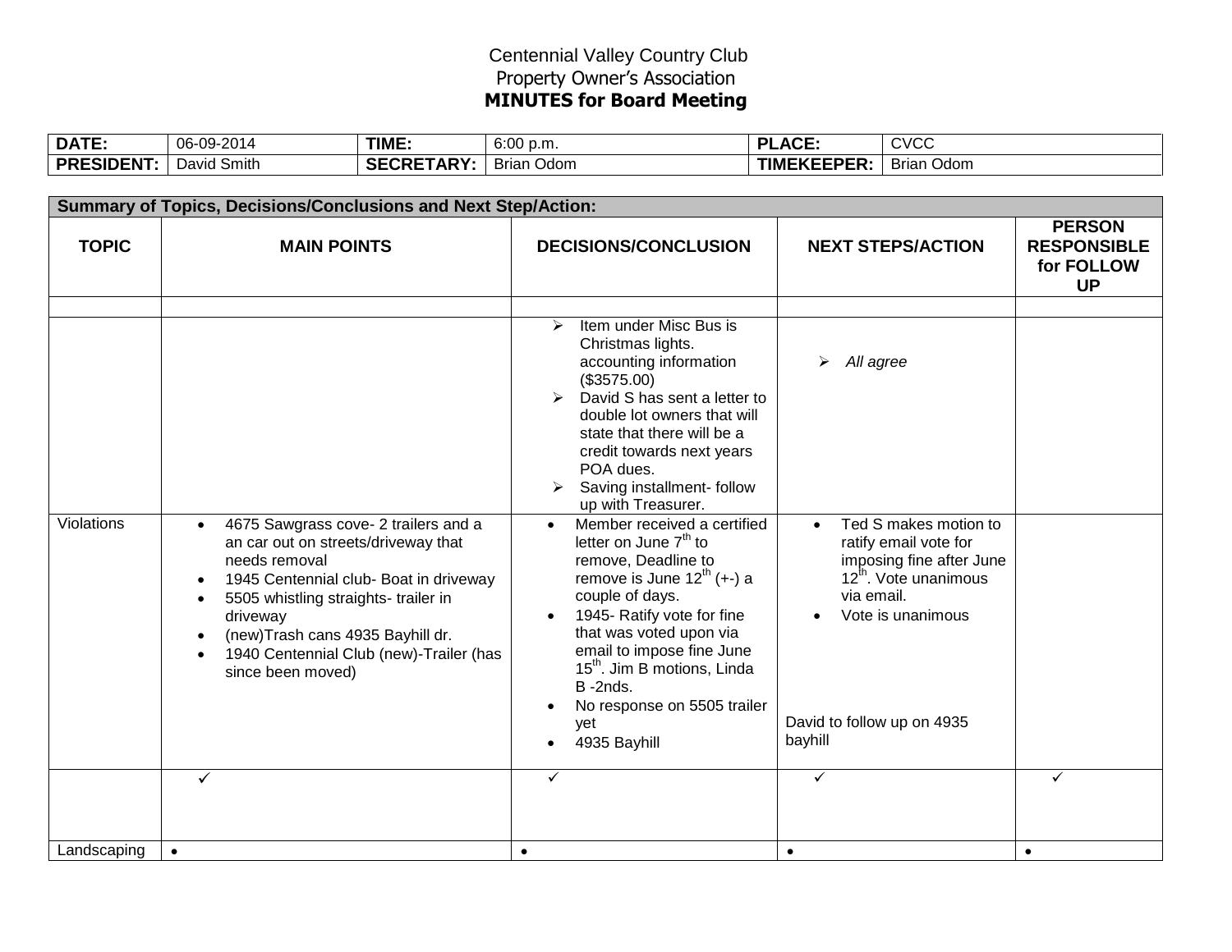Centennial Valley Country Club
Property Owner's Association
**MINUTES for Board Meeting**

| DATE: | 06-09-2014 | TIME: | 6:00 p.m. | PLACE: | CVCC |
|---|---|---|---|---|---|
| PRESIDENT: | David Smith | SECRETARY: | Brian Odom | TIMEKEEPER: | Brian Odom |

| **Summary of Topics, Decisions/Conclusions and Next Step/Action:** | | | | |
|---|---|---|---|---|
| **TOPIC** | **MAIN POINTS** | **DECISIONS/CONCLUSION** | **NEXT STEPS/ACTION** | **PERSON RESPONSIBLE for FOLLOW UP** |
| | | | | |
| | | ➢ Item under Misc Bus is Christmas lights. accounting information ($3575.00)<br>➢ David S has sent a letter to double lot owners that will state that there will be a credit towards next years POA dues.<br>➢ Saving installment- follow up with Treasurer. | ➢ *All agree* | |
| Violations | • 4675 Sawgrass cove- 2 trailers and a an car out on streets/driveway that needs removal<br>• 1945 Centennial club- Boat in driveway<br>• 5505 whistling straights- trailer in driveway<br>• (new)Trash cans 4935 Bayhill dr.<br>• 1940 Centennial Club (new)-Trailer (has since been moved) | • Member received a certified letter on June 7th to remove, Deadline to remove is June 12th (+-) a couple of days.<br>• 1945- Ratify vote for fine that was voted upon via email to impose fine June 15th. Jim B motions, Linda B -2nds.<br>• No response on 5505 trailer yet<br>• 4935 Bayhill | • Ted S makes motion to ratify email vote for imposing fine after June 12th. Vote unanimous via email.<br>• Vote is unanimous<br><br>David to follow up on 4935 bayhill | |
| | ✓ | ✓ | ✓ | ✓ |
| Landscaping | • | • | • | • |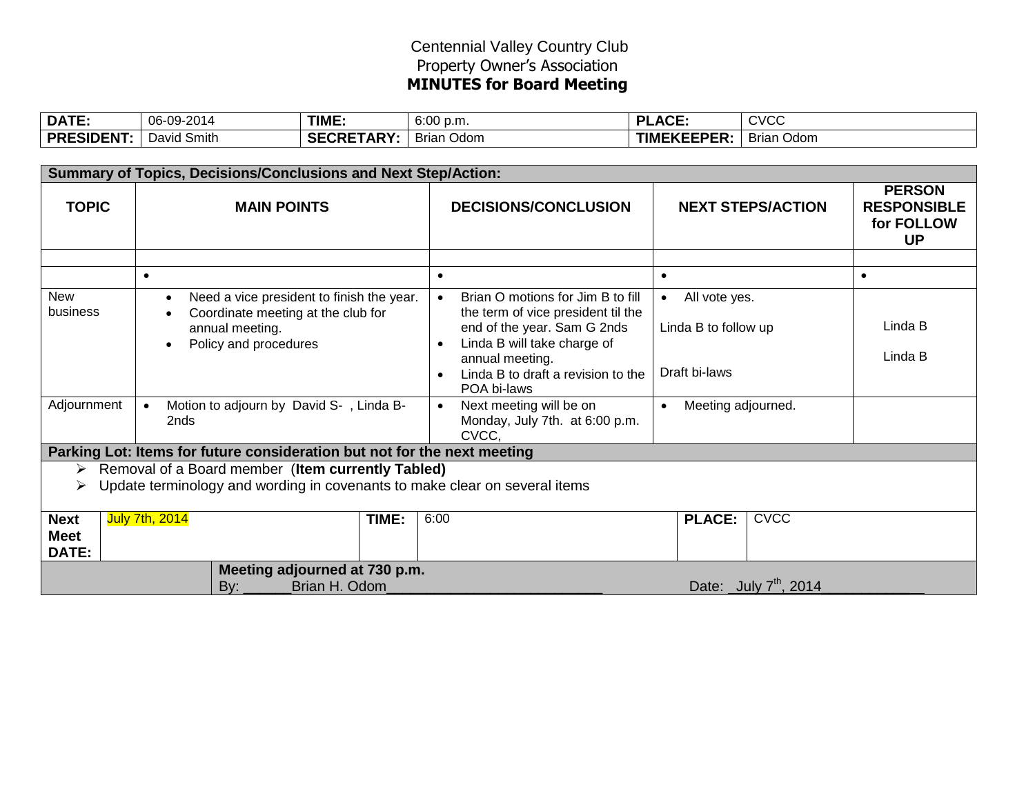Centennial Valley Country Club
Property Owner's Association
**MINUTES for Board Meeting**

| | | | | | |
|---|---|---|---|---|---|
| **DATE:** | 06-09-2014 | **TIME:** | 6:00 p.m. | **PLACE:** | CVCC |
| **PRESIDENT:** | David Smith | **SECRETARY:** | Brian Odom | **TIMEKEEPER:** | Brian Odom |

**Summary of Topics, Decisions/Conclusions and Next Step/Action:**

| TOPIC | MAIN POINTS | DECISIONS/CONCLUSION | NEXT STEPS/ACTION | PERSON RESPONSIBLE for FOLLOW UP |
|---|---|---|---|---|
| | | | | |
| | • | • | • | • |
| New business | • Need a vice president to finish the year.<br>• Coordinate meeting at the club for annual meeting.<br>• Policy and procedures | • Brian O motions for Jim B to fill the term of vice president til the end of the year. Sam G 2nds<br>• Linda B will take charge of annual meeting.<br>• Linda B to draft a revision to the POA bi-laws | • All vote yes.<br>Linda B to follow up<br>Draft bi-laws | Linda B<br>Linda B |
| Adjournment | • Motion to adjourn by David S- , Linda B- 2nds | • Next meeting will be on Monday, July 7th. at 6:00 p.m. CVCC, | • Meeting adjourned. | |

**Parking Lot: Items for future consideration but not for the next meeting**

- Removal of a Board member (**Item currently Tabled)**
- Update terminology and wording in covenants to make clear on several items

| | | | | | |
|---|---|---|---|---|---|
| **Next Meet DATE:** | July 7th, 2014 | **TIME:** | 6:00 | **PLACE:** | CVCC |

**Meeting adjourned at 730 p.m.**

By: ______Brian H. Odom___________________________ Date: _July 7th, 2014____________